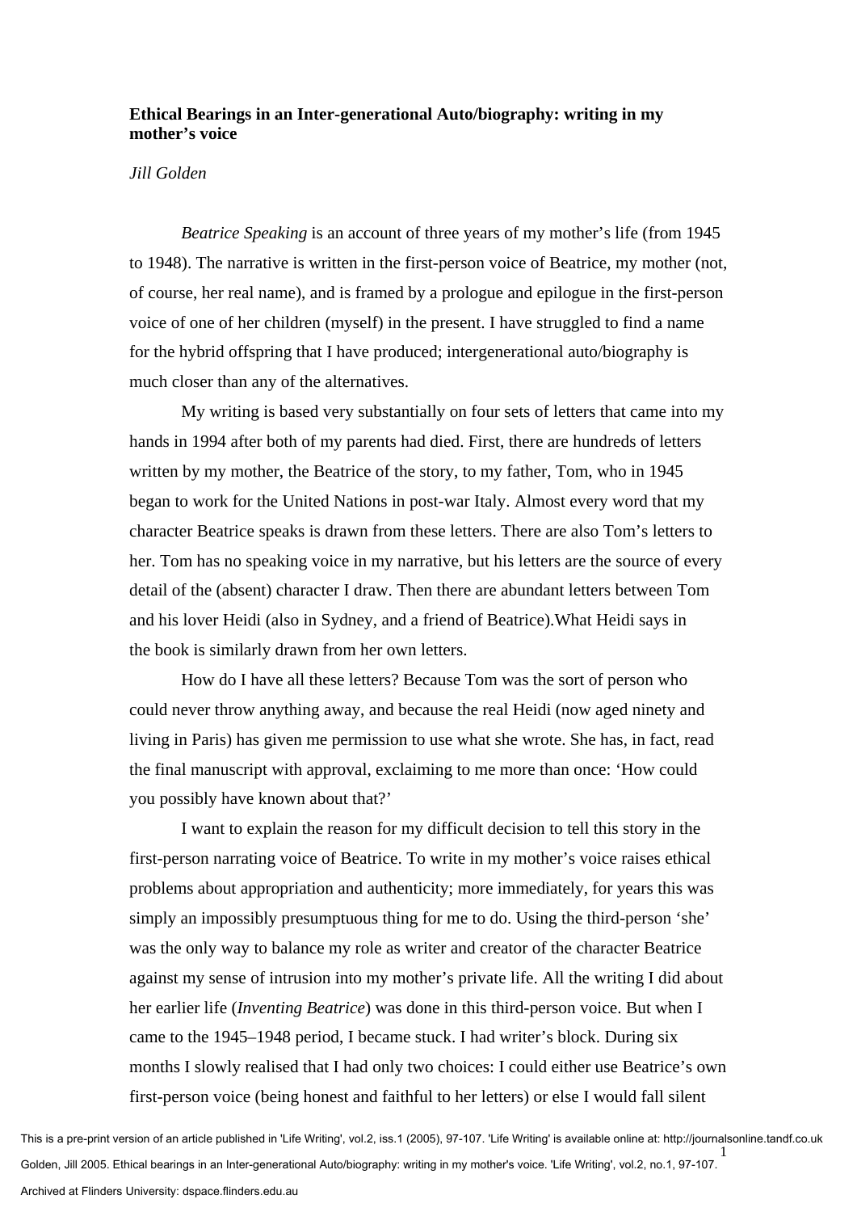**Ethical Bearings in an Inter-generational Auto/biography: writing in my mother's voice**

*Jill Golden*

*Beatrice Speaking* is an account of three years of my mother's life (from 1945 to 1948). The narrative is written in the first-person voice of Beatrice, my mother (not, of course, her real name), and is framed by a prologue and epilogue in the first-person voice of one of her children (myself) in the present. I have struggled to find a name for the hybrid offspring that I have produced; intergenerational auto/biography is much closer than any of the alternatives.

My writing is based very substantially on four sets of letters that came into my hands in 1994 after both of my parents had died. First, there are hundreds of letters written by my mother, the Beatrice of the story, to my father, Tom, who in 1945 began to work for the United Nations in post-war Italy. Almost every word that my character Beatrice speaks is drawn from these letters. There are also Tom's letters to her. Tom has no speaking voice in my narrative, but his letters are the source of every detail of the (absent) character I draw. Then there are abundant letters between Tom and his lover Heidi (also in Sydney, and a friend of Beatrice).What Heidi says in the book is similarly drawn from her own letters.

How do I have all these letters? Because Tom was the sort of person who could never throw anything away, and because the real Heidi (now aged ninety and living in Paris) has given me permission to use what she wrote. She has, in fact, read the final manuscript with approval, exclaiming to me more than once: 'How could you possibly have known about that?'

I want to explain the reason for my difficult decision to tell this story in the first-person narrating voice of Beatrice. To write in my mother's voice raises ethical problems about appropriation and authenticity; more immediately, for years this was simply an impossibly presumptuous thing for me to do. Using the third-person 'she' was the only way to balance my role as writer and creator of the character Beatrice against my sense of intrusion into my mother's private life. All the writing I did about her earlier life (*Inventing Beatrice*) was done in this third-person voice. But when I came to the 1945–1948 period, I became stuck. I had writer's block. During six months I slowly realised that I had only two choices: I could either use Beatrice's own first-person voice (being honest and faithful to her letters) or else I would fall silent

This is a pre-print version of an article published in 'Life Writing', vol.2, iss.1 (2005), 97-107. 'Life Writing' is available online at: http://journalsonline.tandf.co.uk

Golden, Jill 2005. Ethical bearings in an Inter-generational Auto/biography: writing in my mother's voice. 'Life Writing', vol.2, no.1, 97-107.

Archived at Flinders University: dspace.flinders.edu.au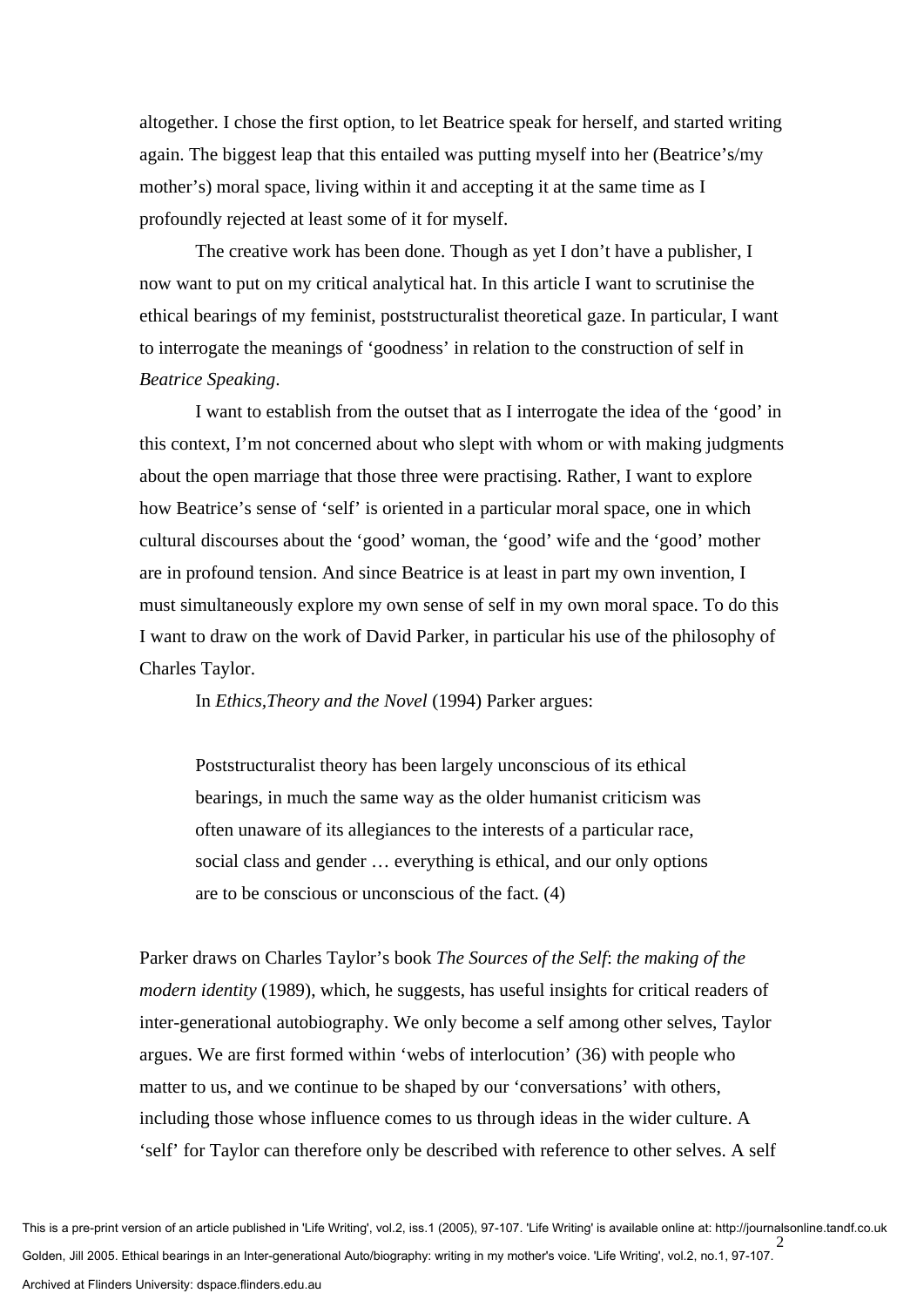altogether. I chose the first option, to let Beatrice speak for herself, and started writing again. The biggest leap that this entailed was putting myself into her (Beatrice's/my mother's) moral space, living within it and accepting it at the same time as I profoundly rejected at least some of it for myself.

The creative work has been done. Though as yet I don't have a publisher, I now want to put on my critical analytical hat. In this article I want to scrutinise the ethical bearings of my feminist, poststructuralist theoretical gaze. In particular, I want to interrogate the meanings of 'goodness' in relation to the construction of self in *Beatrice Speaking*.

I want to establish from the outset that as I interrogate the idea of the 'good' in this context, I'm not concerned about who slept with whom or with making judgments about the open marriage that those three were practising. Rather, I want to explore how Beatrice's sense of 'self' is oriented in a particular moral space, one in which cultural discourses about the 'good' woman, the 'good' wife and the 'good' mother are in profound tension. And since Beatrice is at least in part my own invention, I must simultaneously explore my own sense of self in my own moral space. To do this I want to draw on the work of David Parker, in particular his use of the philosophy of Charles Taylor.

In *Ethics,Theory and the Novel* (1994) Parker argues:

> Poststructuralist theory has been largely unconscious of its ethical bearings, in much the same way as the older humanist criticism was often unaware of its allegiances to the interests of a particular race, social class and gender … everything is ethical, and our only options are to be conscious or unconscious of the fact. (4)

Parker draws on Charles Taylor's book *The Sources of the Self*: *the making of the modern identity* (1989), which, he suggests, has useful insights for critical readers of inter-generational autobiography. We only become a self among other selves, Taylor argues. We are first formed within 'webs of interlocution' (36) with people who matter to us, and we continue to be shaped by our 'conversations' with others, including those whose influence comes to us through ideas in the wider culture. A 'self' for Taylor can therefore only be described with reference to other selves. A self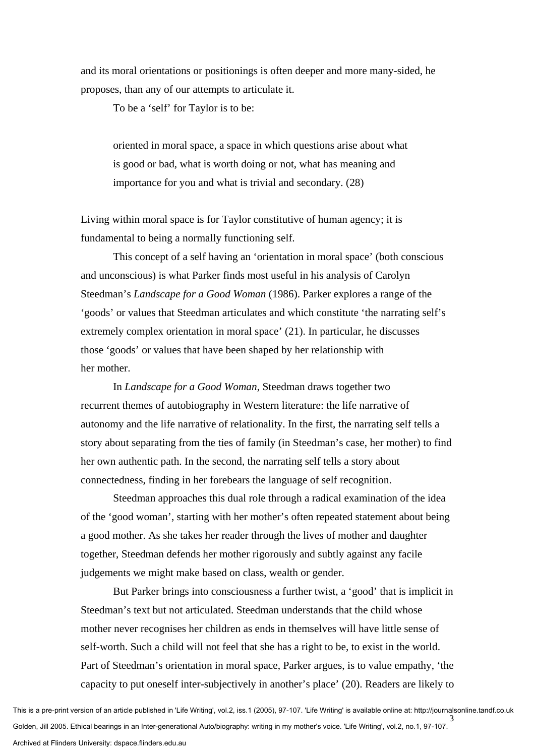and its moral orientations or positionings is often deeper and more many-sided, he proposes, than any of our attempts to articulate it.

To be a 'self' for Taylor is to be:

> oriented in moral space, a space in which questions arise about what is good or bad, what is worth doing or not, what has meaning and importance for you and what is trivial and secondary. (28)

Living within moral space is for Taylor constitutive of human agency; it is fundamental to being a normally functioning self.

This concept of a self having an 'orientation in moral space' (both conscious and unconscious) is what Parker finds most useful in his analysis of Carolyn Steedman's *Landscape for a Good Woman* (1986). Parker explores a range of the 'goods' or values that Steedman articulates and which constitute 'the narrating self's extremely complex orientation in moral space' (21). In particular, he discusses those 'goods' or values that have been shaped by her relationship with her mother.

In *Landscape for a Good Woman*, Steedman draws together two recurrent themes of autobiography in Western literature: the life narrative of autonomy and the life narrative of relationality. In the first, the narrating self tells a story about separating from the ties of family (in Steedman's case, her mother) to find her own authentic path. In the second, the narrating self tells a story about connectedness, finding in her forebears the language of self recognition.

Steedman approaches this dual role through a radical examination of the idea of the 'good woman', starting with her mother's often repeated statement about being a good mother. As she takes her reader through the lives of mother and daughter together, Steedman defends her mother rigorously and subtly against any facile judgements we might make based on class, wealth or gender.

But Parker brings into consciousness a further twist, a 'good' that is implicit in Steedman's text but not articulated. Steedman understands that the child whose mother never recognises her children as ends in themselves will have little sense of self-worth. Such a child will not feel that she has a right to be, to exist in the world. Part of Steedman's orientation in moral space, Parker argues, is to value empathy, 'the capacity to put oneself inter-subjectively in another's place' (20). Readers are likely to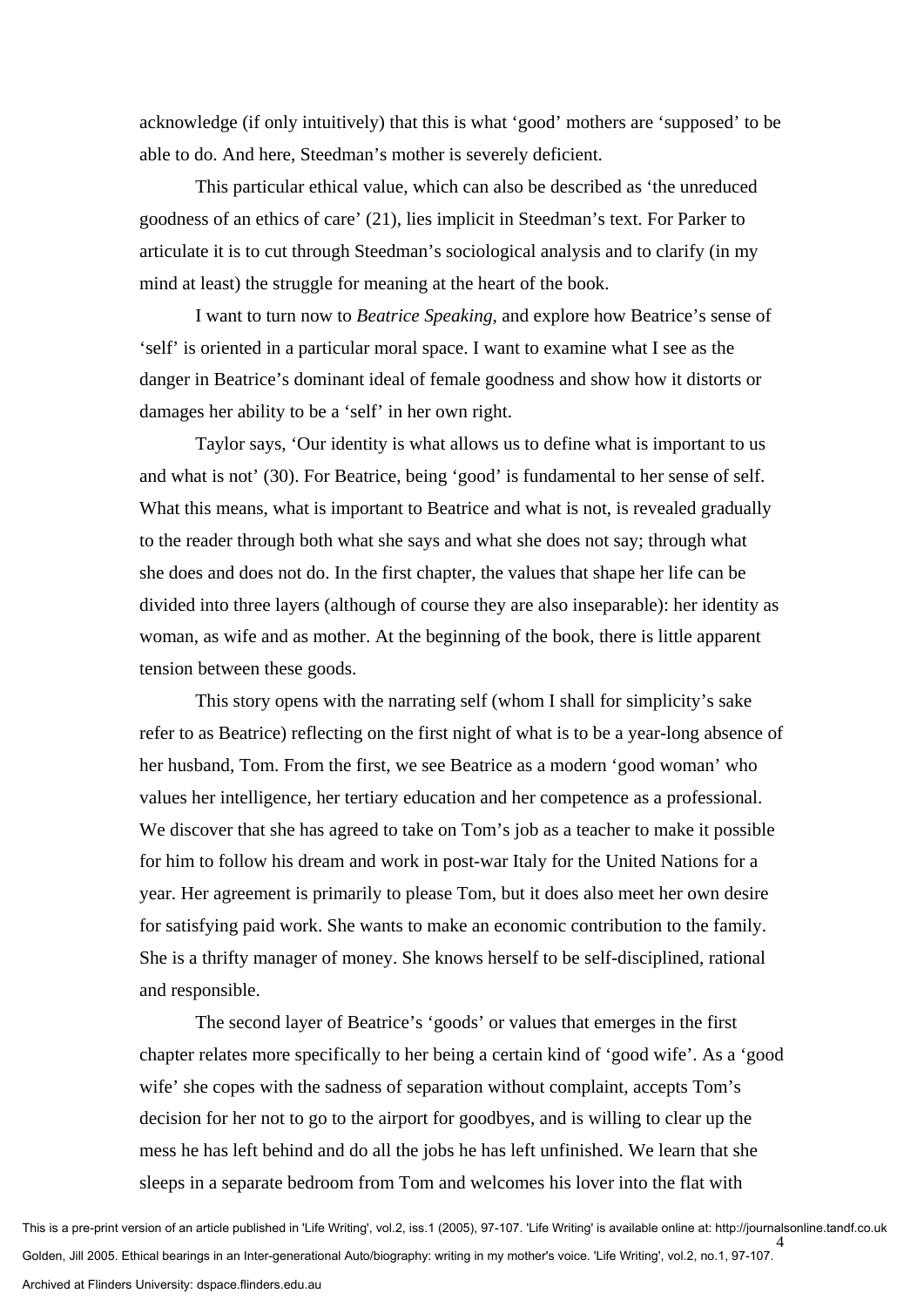acknowledge (if only intuitively) that this is what 'good' mothers are 'supposed' to be able to do. And here, Steedman's mother is severely deficient.

This particular ethical value, which can also be described as 'the unreduced goodness of an ethics of care' (21), lies implicit in Steedman's text. For Parker to articulate it is to cut through Steedman's sociological analysis and to clarify (in my mind at least) the struggle for meaning at the heart of the book.

I want to turn now to *Beatrice Speaking*, and explore how Beatrice's sense of 'self' is oriented in a particular moral space. I want to examine what I see as the danger in Beatrice's dominant ideal of female goodness and show how it distorts or damages her ability to be a 'self' in her own right.

Taylor says, 'Our identity is what allows us to define what is important to us and what is not' (30). For Beatrice, being 'good' is fundamental to her sense of self. What this means, what is important to Beatrice and what is not, is revealed gradually to the reader through both what she says and what she does not say; through what she does and does not do. In the first chapter, the values that shape her life can be divided into three layers (although of course they are also inseparable): her identity as woman, as wife and as mother. At the beginning of the book, there is little apparent tension between these goods.

This story opens with the narrating self (whom I shall for simplicity's sake refer to as Beatrice) reflecting on the first night of what is to be a year-long absence of her husband, Tom. From the first, we see Beatrice as a modern 'good woman' who values her intelligence, her tertiary education and her competence as a professional. We discover that she has agreed to take on Tom's job as a teacher to make it possible for him to follow his dream and work in post-war Italy for the United Nations for a year. Her agreement is primarily to please Tom, but it does also meet her own desire for satisfying paid work. She wants to make an economic contribution to the family. She is a thrifty manager of money. She knows herself to be self-disciplined, rational and responsible.

The second layer of Beatrice's 'goods' or values that emerges in the first chapter relates more specifically to her being a certain kind of 'good wife'. As a 'good wife' she copes with the sadness of separation without complaint, accepts Tom's decision for her not to go to the airport for goodbyes, and is willing to clear up the mess he has left behind and do all the jobs he has left unfinished. We learn that she sleeps in a separate bedroom from Tom and welcomes his lover into the flat with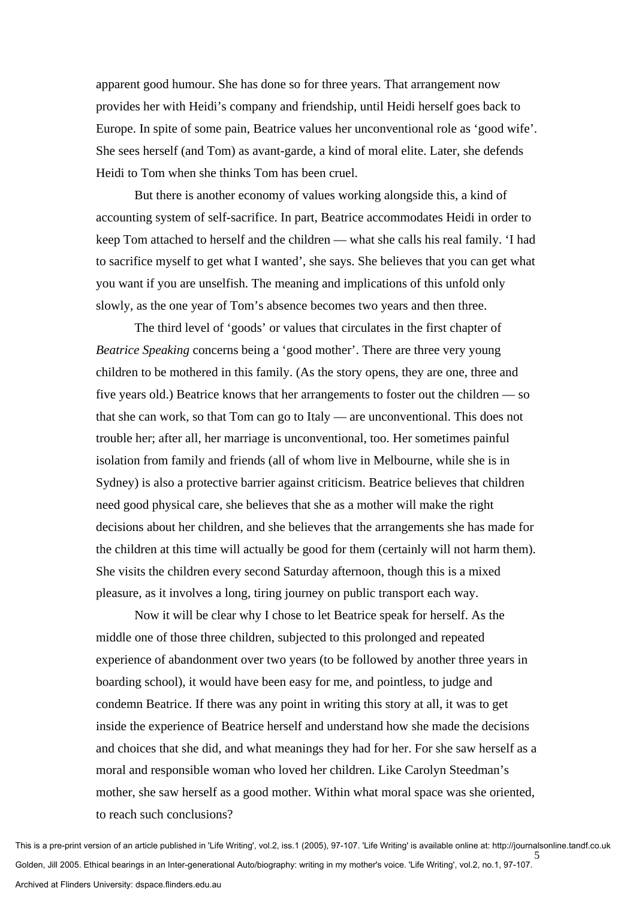apparent good humour. She has done so for three years. That arrangement now provides her with Heidi's company and friendship, until Heidi herself goes back to Europe. In spite of some pain, Beatrice values her unconventional role as 'good wife'. She sees herself (and Tom) as avant-garde, a kind of moral elite. Later, she defends Heidi to Tom when she thinks Tom has been cruel.

But there is another economy of values working alongside this, a kind of accounting system of self-sacrifice. In part, Beatrice accommodates Heidi in order to keep Tom attached to herself and the children — what she calls his real family. 'I had to sacrifice myself to get what I wanted', she says. She believes that you can get what you want if you are unselfish. The meaning and implications of this unfold only slowly, as the one year of Tom's absence becomes two years and then three.

The third level of 'goods' or values that circulates in the first chapter of *Beatrice Speaking* concerns being a 'good mother'. There are three very young children to be mothered in this family. (As the story opens, they are one, three and five years old.) Beatrice knows that her arrangements to foster out the children — so that she can work, so that Tom can go to Italy — are unconventional. This does not trouble her; after all, her marriage is unconventional, too. Her sometimes painful isolation from family and friends (all of whom live in Melbourne, while she is in Sydney) is also a protective barrier against criticism. Beatrice believes that children need good physical care, she believes that she as a mother will make the right decisions about her children, and she believes that the arrangements she has made for the children at this time will actually be good for them (certainly will not harm them). She visits the children every second Saturday afternoon, though this is a mixed pleasure, as it involves a long, tiring journey on public transport each way.

Now it will be clear why I chose to let Beatrice speak for herself. As the middle one of those three children, subjected to this prolonged and repeated experience of abandonment over two years (to be followed by another three years in boarding school), it would have been easy for me, and pointless, to judge and condemn Beatrice. If there was any point in writing this story at all, it was to get inside the experience of Beatrice herself and understand how she made the decisions and choices that she did, and what meanings they had for her. For she saw herself as a moral and responsible woman who loved her children. Like Carolyn Steedman's mother, she saw herself as a good mother. Within what moral space was she oriented, to reach such conclusions?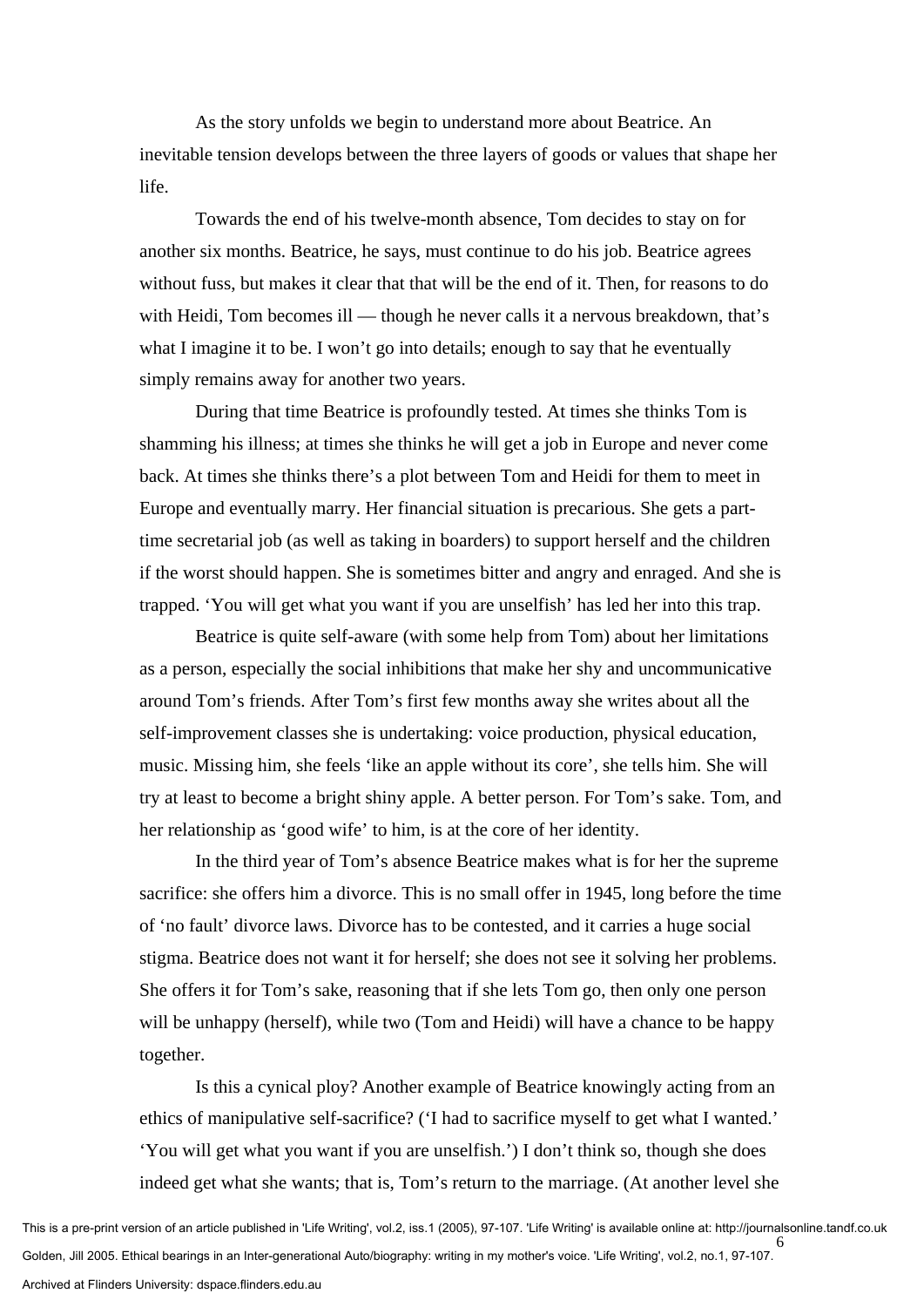As the story unfolds we begin to understand more about Beatrice. An inevitable tension develops between the three layers of goods or values that shape her life.

Towards the end of his twelve-month absence, Tom decides to stay on for another six months. Beatrice, he says, must continue to do his job. Beatrice agrees without fuss, but makes it clear that that will be the end of it. Then, for reasons to do with Heidi, Tom becomes ill — though he never calls it a nervous breakdown, that's what I imagine it to be. I won't go into details; enough to say that he eventually simply remains away for another two years.

During that time Beatrice is profoundly tested. At times she thinks Tom is shamming his illness; at times she thinks he will get a job in Europe and never come back. At times she thinks there's a plot between Tom and Heidi for them to meet in Europe and eventually marry. Her financial situation is precarious. She gets a part-time secretarial job (as well as taking in boarders) to support herself and the children if the worst should happen. She is sometimes bitter and angry and enraged. And she is trapped. 'You will get what you want if you are unselfish' has led her into this trap.

Beatrice is quite self-aware (with some help from Tom) about her limitations as a person, especially the social inhibitions that make her shy and uncommunicative around Tom's friends. After Tom's first few months away she writes about all the self-improvement classes she is undertaking: voice production, physical education, music. Missing him, she feels 'like an apple without its core', she tells him. She will try at least to become a bright shiny apple. A better person. For Tom's sake. Tom, and her relationship as 'good wife' to him, is at the core of her identity.

In the third year of Tom's absence Beatrice makes what is for her the supreme sacrifice: she offers him a divorce. This is no small offer in 1945, long before the time of 'no fault' divorce laws. Divorce has to be contested, and it carries a huge social stigma. Beatrice does not want it for herself; she does not see it solving her problems. She offers it for Tom's sake, reasoning that if she lets Tom go, then only one person will be unhappy (herself), while two (Tom and Heidi) will have a chance to be happy together.

Is this a cynical ploy? Another example of Beatrice knowingly acting from an ethics of manipulative self-sacrifice? ('I had to sacrifice myself to get what I wanted.' 'You will get what you want if you are unselfish.') I don't think so, though she does indeed get what she wants; that is, Tom's return to the marriage. (At another level she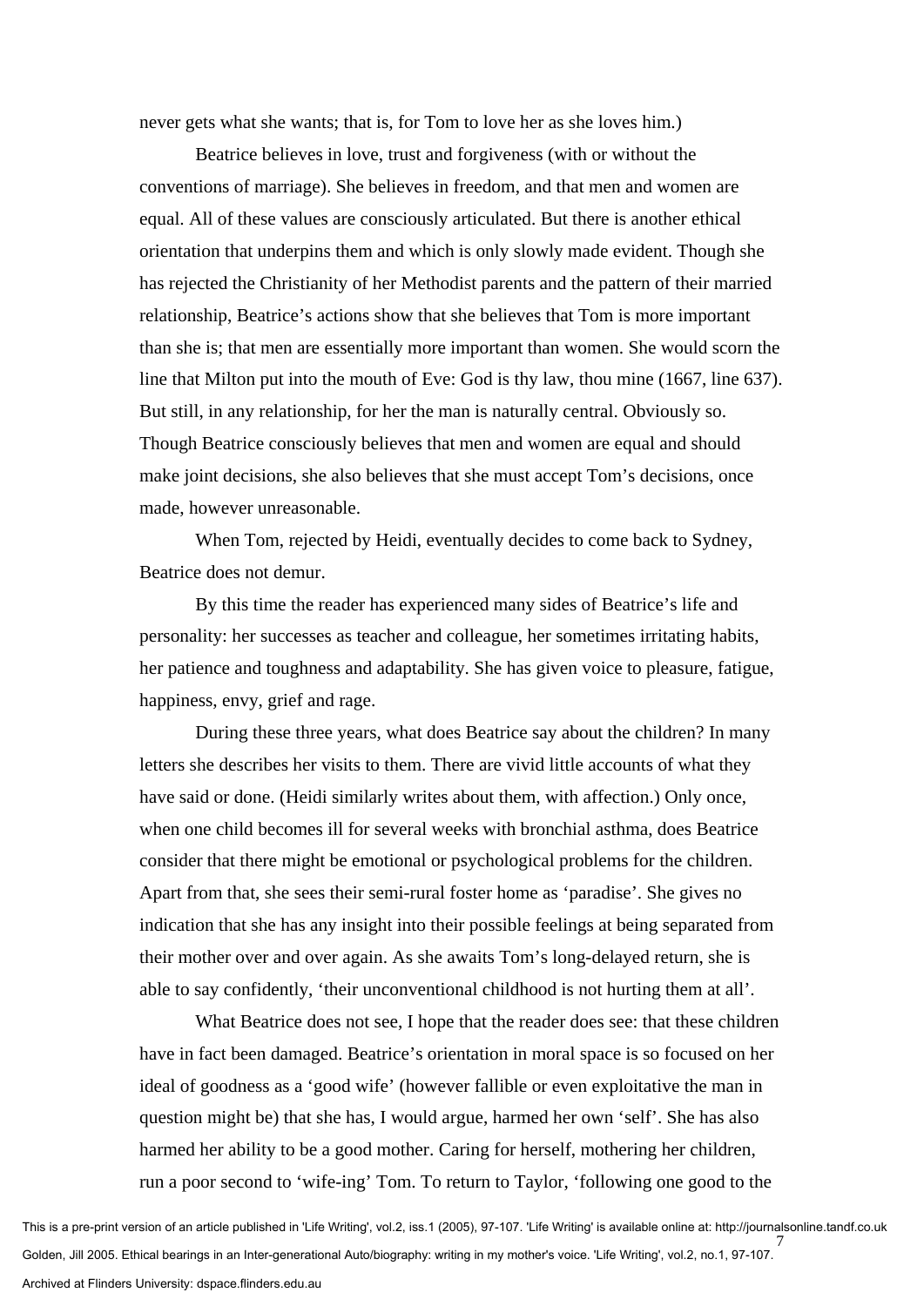never gets what she wants; that is, for Tom to love her as she loves him.)

Beatrice believes in love, trust and forgiveness (with or without the conventions of marriage). She believes in freedom, and that men and women are equal. All of these values are consciously articulated. But there is another ethical orientation that underpins them and which is only slowly made evident. Though she has rejected the Christianity of her Methodist parents and the pattern of their married relationship, Beatrice's actions show that she believes that Tom is more important than she is; that men are essentially more important than women. She would scorn the line that Milton put into the mouth of Eve: God is thy law, thou mine (1667, line 637). But still, in any relationship, for her the man is naturally central. Obviously so. Though Beatrice consciously believes that men and women are equal and should make joint decisions, she also believes that she must accept Tom's decisions, once made, however unreasonable.

When Tom, rejected by Heidi, eventually decides to come back to Sydney, Beatrice does not demur.

By this time the reader has experienced many sides of Beatrice's life and personality: her successes as teacher and colleague, her sometimes irritating habits, her patience and toughness and adaptability. She has given voice to pleasure, fatigue, happiness, envy, grief and rage.

During these three years, what does Beatrice say about the children? In many letters she describes her visits to them. There are vivid little accounts of what they have said or done. (Heidi similarly writes about them, with affection.) Only once, when one child becomes ill for several weeks with bronchial asthma, does Beatrice consider that there might be emotional or psychological problems for the children. Apart from that, she sees their semi-rural foster home as 'paradise'. She gives no indication that she has any insight into their possible feelings at being separated from their mother over and over again. As she awaits Tom's long-delayed return, she is able to say confidently, 'their unconventional childhood is not hurting them at all'.

What Beatrice does not see, I hope that the reader does see: that these children have in fact been damaged. Beatrice's orientation in moral space is so focused on her ideal of goodness as a 'good wife' (however fallible or even exploitative the man in question might be) that she has, I would argue, harmed her own 'self'. She has also harmed her ability to be a good mother. Caring for herself, mothering her children, run a poor second to 'wife-ing' Tom. To return to Taylor, 'following one good to the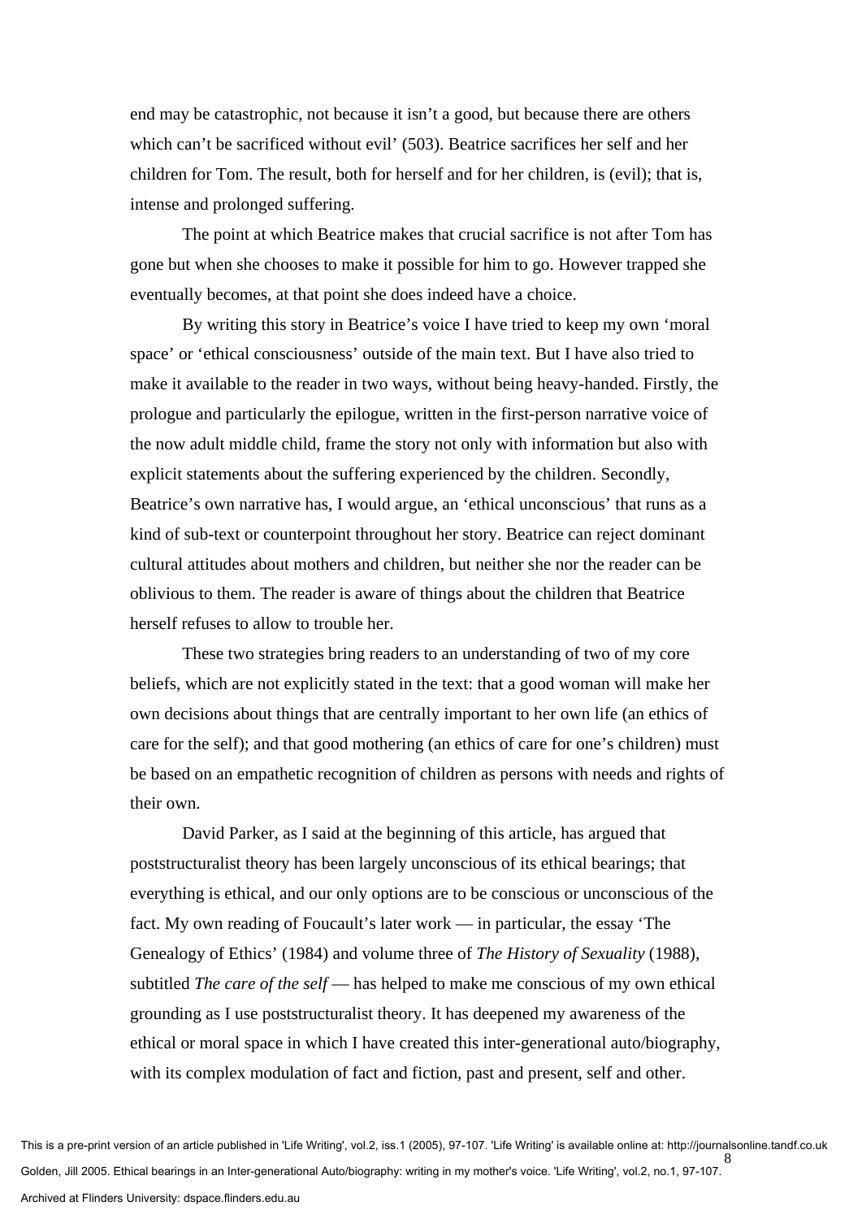end may be catastrophic, not because it isn't a good, but because there are others which can't be sacrificed without evil' (503). Beatrice sacrifices her self and her children for Tom. The result, both for herself and for her children, is (evil); that is, intense and prolonged suffering.

The point at which Beatrice makes that crucial sacrifice is not after Tom has gone but when she chooses to make it possible for him to go. However trapped she eventually becomes, at that point she does indeed have a choice.

By writing this story in Beatrice's voice I have tried to keep my own 'moral space' or 'ethical consciousness' outside of the main text. But I have also tried to make it available to the reader in two ways, without being heavy-handed. Firstly, the prologue and particularly the epilogue, written in the first-person narrative voice of the now adult middle child, frame the story not only with information but also with explicit statements about the suffering experienced by the children. Secondly, Beatrice's own narrative has, I would argue, an 'ethical unconscious' that runs as a kind of sub-text or counterpoint throughout her story. Beatrice can reject dominant cultural attitudes about mothers and children, but neither she nor the reader can be oblivious to them. The reader is aware of things about the children that Beatrice herself refuses to allow to trouble her.

These two strategies bring readers to an understanding of two of my core beliefs, which are not explicitly stated in the text: that a good woman will make her own decisions about things that are centrally important to her own life (an ethics of care for the self); and that good mothering (an ethics of care for one's children) must be based on an empathetic recognition of children as persons with needs and rights of their own.

David Parker, as I said at the beginning of this article, has argued that poststructuralist theory has been largely unconscious of its ethical bearings; that everything is ethical, and our only options are to be conscious or unconscious of the fact. My own reading of Foucault's later work — in particular, the essay 'The Genealogy of Ethics' (1984) and volume three of *The History of Sexuality* (1988), subtitled *The care of the self* — has helped to make me conscious of my own ethical grounding as I use poststructuralist theory. It has deepened my awareness of the ethical or moral space in which I have created this inter-generational auto/biography, with its complex modulation of fact and fiction, past and present, self and other.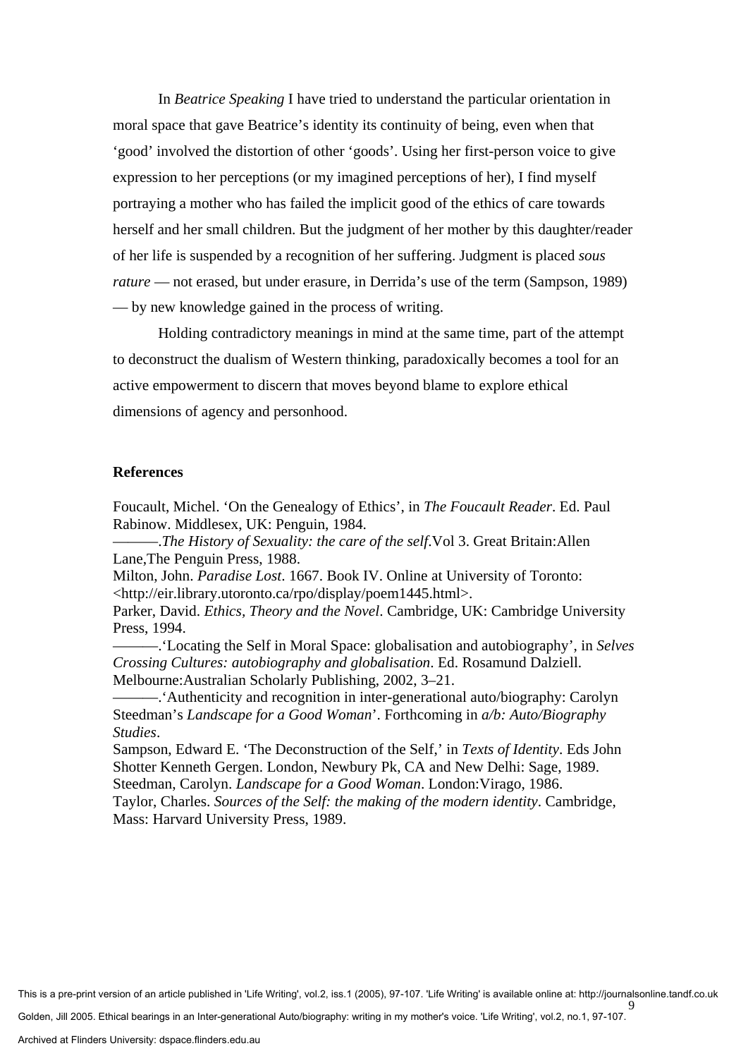In *Beatrice Speaking* I have tried to understand the particular orientation in moral space that gave Beatrice's identity its continuity of being, even when that 'good' involved the distortion of other 'goods'. Using her first-person voice to give expression to her perceptions (or my imagined perceptions of her), I find myself portraying a mother who has failed the implicit good of the ethics of care towards herself and her small children. But the judgment of her mother by this daughter/reader of her life is suspended by a recognition of her suffering. Judgment is placed *sous rature* — not erased, but under erasure, in Derrida's use of the term (Sampson, 1989) — by new knowledge gained in the process of writing.

Holding contradictory meanings in mind at the same time, part of the attempt to deconstruct the dualism of Western thinking, paradoxically becomes a tool for an active empowerment to discern that moves beyond blame to explore ethical dimensions of agency and personhood.

## References

Foucault, Michel. 'On the Genealogy of Ethics', in *The Foucault Reader*. Ed. Paul Rabinow. Middlesex, UK: Penguin, 1984.
———.*The History of Sexuality: the care of the self*.Vol 3. Great Britain:Allen Lane,The Penguin Press, 1988.
Milton, John. *Paradise Lost*. 1667. Book IV. Online at University of Toronto: <http://eir.library.utoronto.ca/rpo/display/poem1445.html>.
Parker, David. *Ethics, Theory and the Novel*. Cambridge, UK: Cambridge University Press, 1994.
———.'Locating the Self in Moral Space: globalisation and autobiography', in *Selves Crossing Cultures: autobiography and globalisation*. Ed. Rosamund Dalziell. Melbourne:Australian Scholarly Publishing, 2002, 3–21.
———.'Authenticity and recognition in inter-generational auto/biography: Carolyn Steedman's *Landscape for a Good Woman*'. Forthcoming in *a/b: Auto/Biography Studies*.
Sampson, Edward E. 'The Deconstruction of the Self,' in *Texts of Identity*. Eds John Shotter Kenneth Gergen. London, Newbury Pk, CA and New Delhi: Sage, 1989.
Steedman, Carolyn. *Landscape for a Good Woman*. London:Virago, 1986.
Taylor, Charles. *Sources of the Self: the making of the modern identity*. Cambridge, Mass: Harvard University Press, 1989.